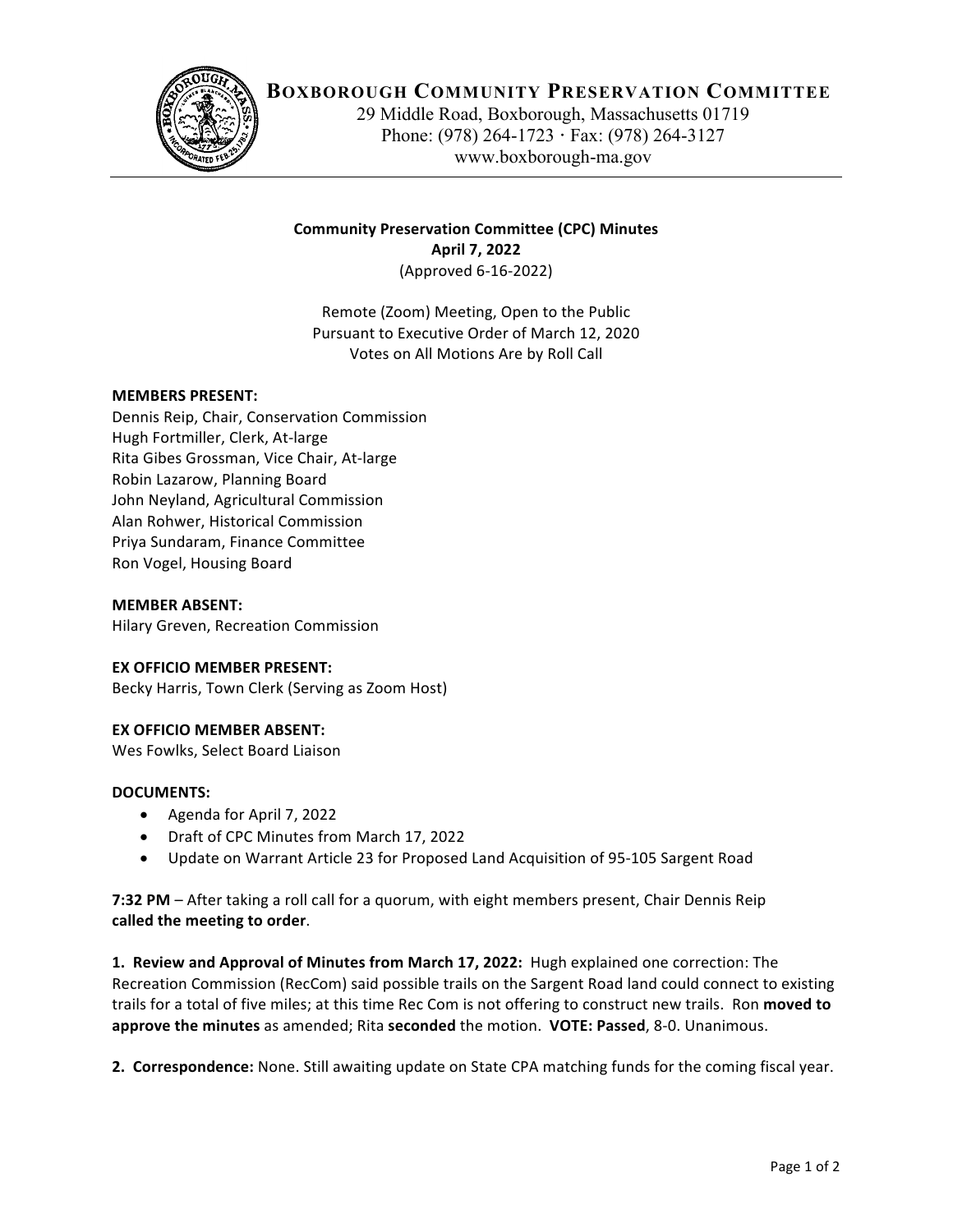# BOXBOROUGH COMMUNITY PRESERVATION COMMITTEE

29 Middle Road, Boxborough, Massachusetts 01719
Phone: (978) 264-1723 · Fax: (978) 264-3127
www.boxborough-ma.gov

**Community Preservation Committee (CPC) Minutes**
**April 7, 2022**
(Approved 6-16-2022)

Remote (Zoom) Meeting, Open to the Public
Pursuant to Executive Order of March 12, 2020
Votes on All Motions Are by Roll Call

**MEMBERS PRESENT:**
Dennis Reip, Chair, Conservation Commission
Hugh Fortmiller, Clerk, At-large
Rita Gibes Grossman, Vice Chair, At-large
Robin Lazarow, Planning Board
John Neyland, Agricultural Commission
Alan Rohwer, Historical Commission
Priya Sundaram, Finance Committee
Ron Vogel, Housing Board

**MEMBER ABSENT:**
Hilary Greven, Recreation Commission

**EX OFFICIO MEMBER PRESENT:**
Becky Harris, Town Clerk (Serving as Zoom Host)

**EX OFFICIO MEMBER ABSENT:**
Wes Fowlks, Select Board Liaison

**DOCUMENTS:**

- Agenda for April 7, 2022
- Draft of CPC Minutes from March 17, 2022
- Update on Warrant Article 23 for Proposed Land Acquisition of 95-105 Sargent Road

**7:32 PM** – After taking a roll call for a quorum, with eight members present, Chair Dennis Reip **called the meeting to order**.

**1. Review and Approval of Minutes from March 17, 2022:** Hugh explained one correction: The Recreation Commission (RecCom) said possible trails on the Sargent Road land could connect to existing trails for a total of five miles; at this time Rec Com is not offering to construct new trails. Ron **moved to approve the minutes** as amended; Rita **seconded** the motion. **VOTE: Passed**, 8-0. Unanimous.

**2. Correspondence:** None. Still awaiting update on State CPA matching funds for the coming fiscal year.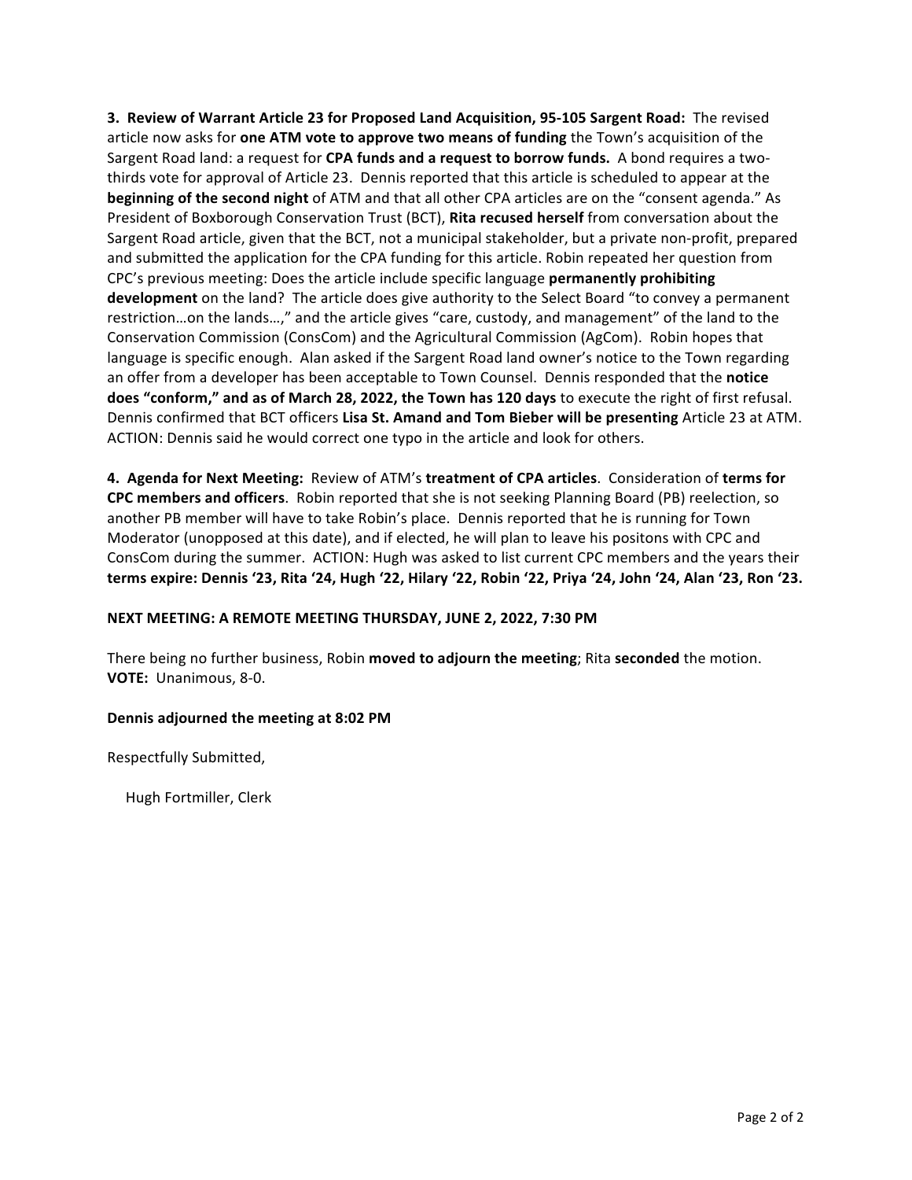**3. Review of Warrant Article 23 for Proposed Land Acquisition, 95-105 Sargent Road:** The revised article now asks for **one ATM vote to approve two means of funding** the Town's acquisition of the Sargent Road land: a request for **CPA funds and a request to borrow funds.** A bond requires a two-thirds vote for approval of Article 23. Dennis reported that this article is scheduled to appear at the **beginning of the second night** of ATM and that all other CPA articles are on the "consent agenda." As President of Boxborough Conservation Trust (BCT), **Rita recused herself** from conversation about the Sargent Road article, given that the BCT, not a municipal stakeholder, but a private non-profit, prepared and submitted the application for the CPA funding for this article. Robin repeated her question from CPC's previous meeting: Does the article include specific language **permanently prohibiting development** on the land? The article does give authority to the Select Board "to convey a permanent restriction…on the lands…," and the article gives "care, custody, and management" of the land to the Conservation Commission (ConsCom) and the Agricultural Commission (AgCom). Robin hopes that language is specific enough. Alan asked if the Sargent Road land owner's notice to the Town regarding an offer from a developer has been acceptable to Town Counsel. Dennis responded that the **notice does "conform," and as of March 28, 2022, the Town has 120 days** to execute the right of first refusal. Dennis confirmed that BCT officers **Lisa St. Amand and Tom Bieber will be presenting** Article 23 at ATM. ACTION: Dennis said he would correct one typo in the article and look for others.

**4. Agenda for Next Meeting:** Review of ATM's **treatment of CPA articles**. Consideration of **terms for CPC members and officers**. Robin reported that she is not seeking Planning Board (PB) reelection, so another PB member will have to take Robin's place. Dennis reported that he is running for Town Moderator (unopposed at this date), and if elected, he will plan to leave his positons with CPC and ConsCom during the summer. ACTION: Hugh was asked to list current CPC members and the years their **terms expire: Dennis '23, Rita '24, Hugh '22, Hilary '22, Robin '22, Priya '24, John '24, Alan '23, Ron '23.**

**NEXT MEETING: A REMOTE MEETING THURSDAY, JUNE 2, 2022, 7:30 PM**

There being no further business, Robin **moved to adjourn the meeting**; Rita **seconded** the motion. **VOTE:** Unanimous, 8-0.

**Dennis adjourned the meeting at 8:02 PM**

Respectfully Submitted,

Hugh Fortmiller, Clerk